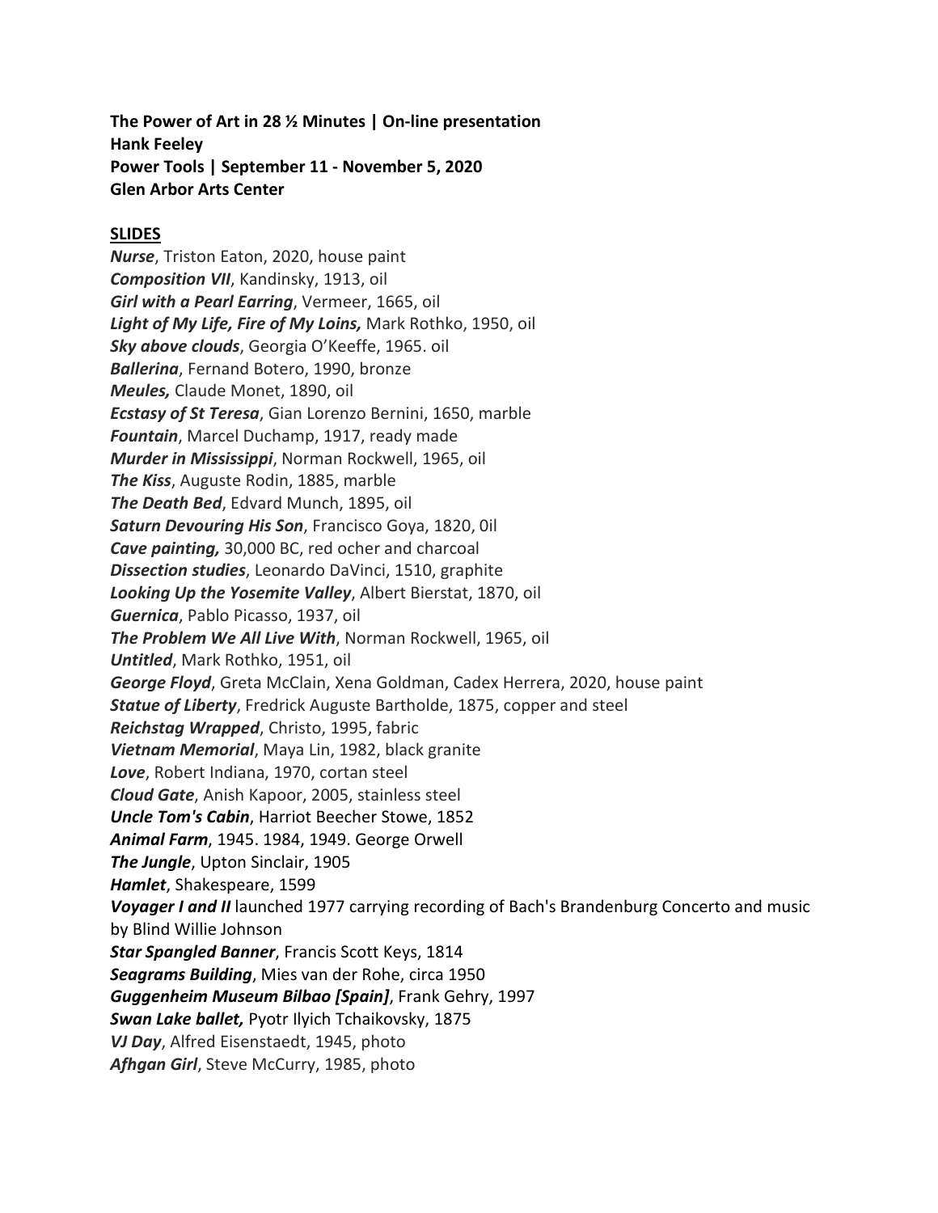**The Power of Art in 28 ½ Minutes | On-line presentation**
**Hank Feeley**
**Power Tools | September 11 - November 5, 2020**
**Glen Arbor Arts Center**

**SLIDES**

***Nurse***, Triston Eaton, 2020, house paint
***Composition VII***, Kandinsky, 1913, oil
***Girl with a Pearl Earring***, Vermeer, 1665, oil
***Light of My Life, Fire of My Loins,*** Mark Rothko, 1950, oil
***Sky above clouds***, Georgia O'Keeffe, 1965. oil
***Ballerina***, Fernand Botero, 1990, bronze
***Meules,*** Claude Monet, 1890, oil
***Ecstasy of St Teresa***, Gian Lorenzo Bernini, 1650, marble
***Fountain***, Marcel Duchamp, 1917, ready made
***Murder in Mississippi***, Norman Rockwell, 1965, oil
***The Kiss***, Auguste Rodin, 1885, marble
***The Death Bed***, Edvard Munch, 1895, oil
***Saturn Devouring His Son***, Francisco Goya, 1820, 0il
***Cave painting,*** 30,000 BC, red ocher and charcoal
***Dissection studies***, Leonardo DaVinci, 1510, graphite
***Looking Up the Yosemite Valley***, Albert Bierstat, 1870, oil
***Guernica***, Pablo Picasso, 1937, oil
***The Problem We All Live With***, Norman Rockwell, 1965, oil
***Untitled***, Mark Rothko, 1951, oil
***George Floyd***, Greta McClain, Xena Goldman, Cadex Herrera, 2020, house paint
***Statue of Liberty***, Fredrick Auguste Bartholde, 1875, copper and steel
***Reichstag Wrapped***, Christo, 1995, fabric
***Vietnam Memorial***, Maya Lin, 1982, black granite
***Love***, Robert Indiana, 1970, cortan steel
***Cloud Gate***, Anish Kapoor, 2005, stainless steel
***Uncle Tom's Cabin***, Harriot Beecher Stowe, 1852
***Animal Farm***, 1945. 1984, 1949. George Orwell
***The Jungle***, Upton Sinclair, 1905
***Hamlet***, Shakespeare, 1599
***Voyager I and II*** launched 1977 carrying recording of Bach's Brandenburg Concerto and music by Blind Willie Johnson
***Star Spangled Banner***, Francis Scott Keys, 1814
***Seagrams Building***, Mies van der Rohe, circa 1950
***Guggenheim Museum Bilbao [Spain]***, Frank Gehry, 1997
***Swan Lake ballet,*** Pyotr Ilyich Tchaikovsky, 1875
***VJ Day***, Alfred Eisenstaedt, 1945, photo
***Afhgan Girl***, Steve McCurry, 1985, photo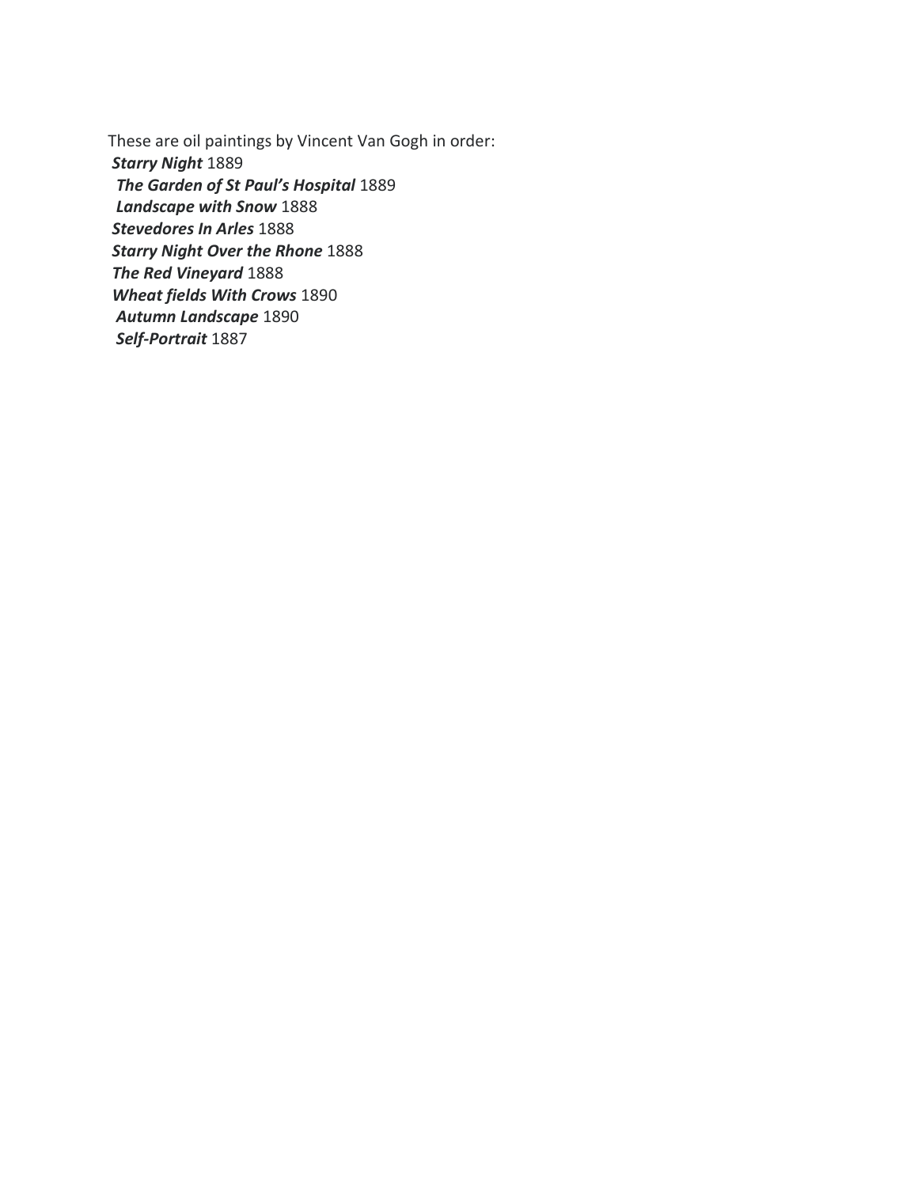These are oil paintings by Vincent Van Gogh in order:

***Starry Night*** 1889
***The Garden of St Paul's Hospital*** 1889
***Landscape with Snow*** 1888
***Stevedores In Arles*** 1888
***Starry Night Over the Rhone*** 1888
***The Red Vineyard*** 1888
***Wheat fields With Crows*** 1890
***Autumn Landscape*** 1890
***Self-Portrait*** 1887